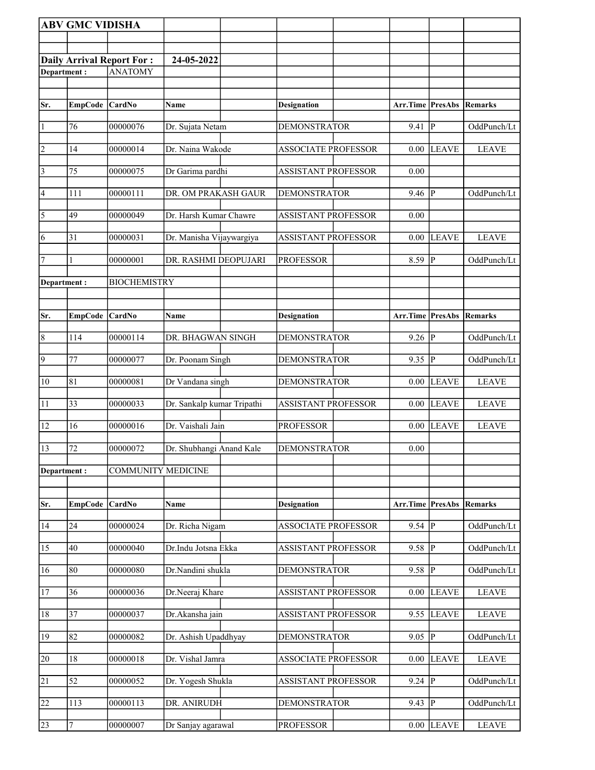**ABV GMC VIDISHA**

**Daily Arrival Report For :** **24-05-2022**

**Department :** ANATOMY

| Sr. | EmpCode | CardNo | Name | Designation | Arr.Time | PresAbs | Remarks |
|---|---|---|---|---|---|---|---|
| 1 | 76 | 00000076 | Dr. Sujata Netam | DEMONSTRATOR | 9.41 | P | OddPunch/Lt |
| 2 | 14 | 00000014 | Dr. Naina Wakode | ASSOCIATE PROFESSOR | 0.00 | LEAVE | LEAVE |
| 3 | 75 | 00000075 | Dr Garima pardhi | ASSISTANT PROFESSOR | 0.00 | | |
| 4 | 111 | 00000111 | DR. OM PRAKASH GAUR | DEMONSTRATOR | 9.46 | P | OddPunch/Lt |
| 5 | 49 | 00000049 | Dr. Harsh Kumar Chawre | ASSISTANT PROFESSOR | 0.00 | | |
| 6 | 31 | 00000031 | Dr. Manisha Vijaywargiya | ASSISTANT PROFESSOR | 0.00 | LEAVE | LEAVE |
| 7 | 1 | 00000001 | DR. RASHMI DEOPUJARI | PROFESSOR | 8.59 | P | OddPunch/Lt |

**Department :** BIOCHEMISTRY

| Sr. | EmpCode | CardNo | Name | Designation | Arr.Time | PresAbs | Remarks |
|---|---|---|---|---|---|---|---|
| 8 | 114 | 00000114 | DR. BHAGWAN SINGH | DEMONSTRATOR | 9.26 | P | OddPunch/Lt |
| 9 | 77 | 00000077 | Dr. Poonam Singh | DEMONSTRATOR | 9.35 | P | OddPunch/Lt |
| 10 | 81 | 00000081 | Dr Vandana singh | DEMONSTRATOR | 0.00 | LEAVE | LEAVE |
| 11 | 33 | 00000033 | Dr. Sankalp kumar Tripathi | ASSISTANT PROFESSOR | 0.00 | LEAVE | LEAVE |
| 12 | 16 | 00000016 | Dr. Vaishali Jain | PROFESSOR | 0.00 | LEAVE | LEAVE |
| 13 | 72 | 00000072 | Dr. Shubhangi Anand Kale | DEMONSTRATOR | 0.00 | | |

**Department :** COMMUNITY MEDICINE

| Sr. | EmpCode | CardNo | Name | Designation | Arr.Time | PresAbs | Remarks |
|---|---|---|---|---|---|---|---|
| 14 | 24 | 00000024 | Dr. Richa Nigam | ASSOCIATE PROFESSOR | 9.54 | P | OddPunch/Lt |
| 15 | 40 | 00000040 | Dr.Indu Jotsna Ekka | ASSISTANT PROFESSOR | 9.58 | P | OddPunch/Lt |
| 16 | 80 | 00000080 | Dr.Nandini shukla | DEMONSTRATOR | 9.58 | P | OddPunch/Lt |
| 17 | 36 | 00000036 | Dr.Neeraj Khare | ASSISTANT PROFESSOR | 0.00 | LEAVE | LEAVE |
| 18 | 37 | 00000037 | Dr.Akansha jain | ASSISTANT PROFESSOR | 9.55 | LEAVE | LEAVE |
| 19 | 82 | 00000082 | Dr. Ashish Upaddhyay | DEMONSTRATOR | 9.05 | P | OddPunch/Lt |
| 20 | 18 | 00000018 | Dr. Vishal Jamra | ASSOCIATE PROFESSOR | 0.00 | LEAVE | LEAVE |
| 21 | 52 | 00000052 | Dr. Yogesh Shukla | ASSISTANT PROFESSOR | 9.24 | P | OddPunch/Lt |
| 22 | 113 | 00000113 | DR. ANIRUDH | DEMONSTRATOR | 9.43 | P | OddPunch/Lt |
| 23 | 7 | 00000007 | Dr Sanjay agarawal | PROFESSOR | 0.00 | LEAVE | LEAVE |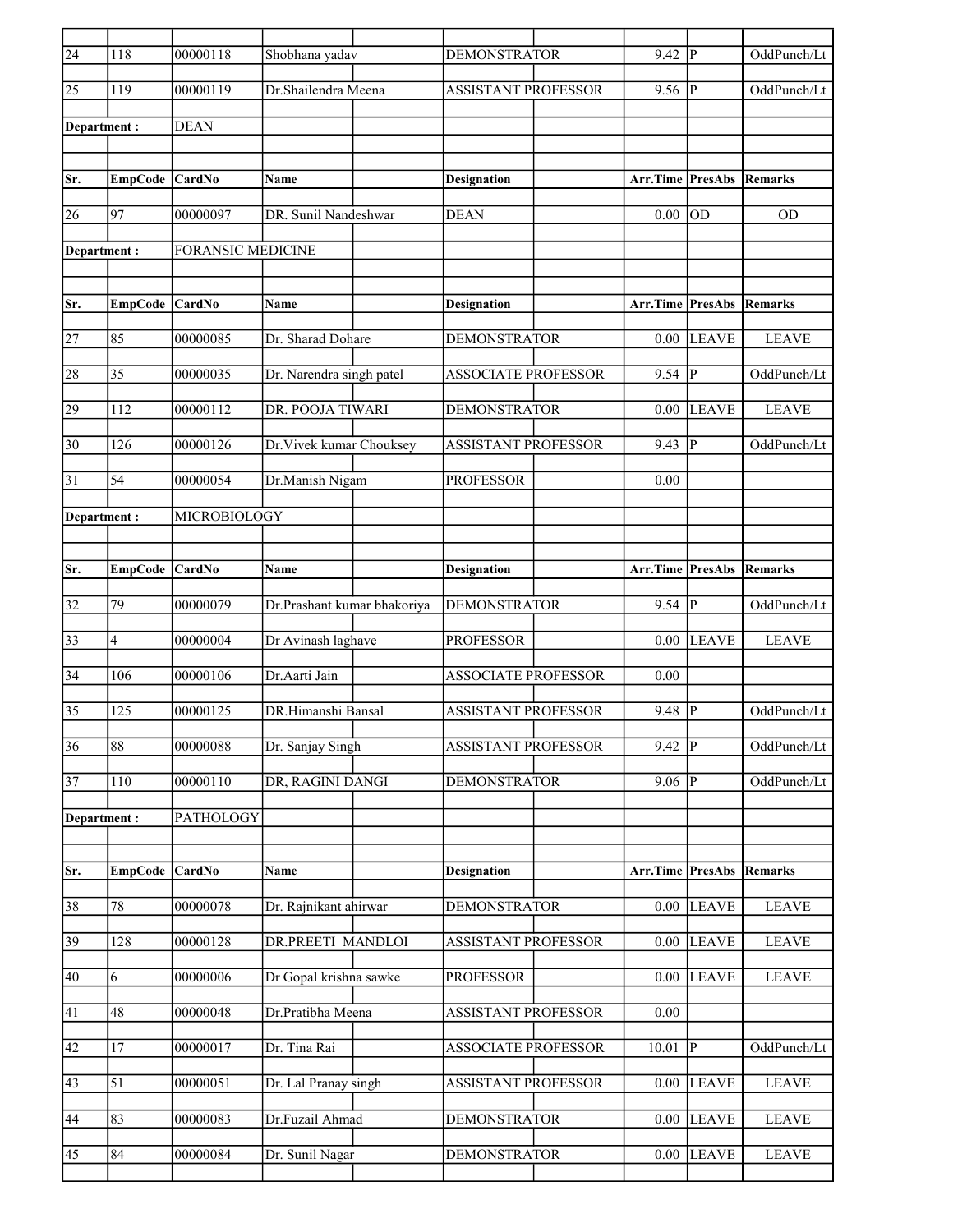| Sr. | EmpCode | CardNo | Name | Designation | Arr.Time | PresAbs | Remarks |
|---|---|---|---|---|---|---|---|
| 24 | 118 | 00000118 | Shobhana yadav | DEMONSTRATOR | 9.42 | P | OddPunch/Lt |
| 25 | 119 | 00000119 | Dr.Shailendra Meena | ASSISTANT PROFESSOR | 9.56 | P | OddPunch/Lt |
| **Department :** | | DEAN | | | | | |
| **Sr.** | **EmpCode** | **CardNo** | **Name** | **Designation** | **Arr.Time** | **PresAbs** | **Remarks** |
| 26 | 97 | 00000097 | DR. Sunil Nandeshwar | DEAN | 0.00 | OD | OD |
| **Department :** | | FORANSIC MEDICINE | | | | | |
| **Sr.** | **EmpCode** | **CardNo** | **Name** | **Designation** | **Arr.Time** | **PresAbs** | **Remarks** |
| 27 | 85 | 00000085 | Dr. Sharad Dohare | DEMONSTRATOR | 0.00 | LEAVE | LEAVE |
| 28 | 35 | 00000035 | Dr. Narendra singh patel | ASSOCIATE PROFESSOR | 9.54 | P | OddPunch/Lt |
| 29 | 112 | 00000112 | DR. POOJA TIWARI | DEMONSTRATOR | 0.00 | LEAVE | LEAVE |
| 30 | 126 | 00000126 | Dr.Vivek kumar Chouksey | ASSISTANT PROFESSOR | 9.43 | P | OddPunch/Lt |
| 31 | 54 | 00000054 | Dr.Manish Nigam | PROFESSOR | 0.00 | | |
| **Department :** | | MICROBIOLOGY | | | | | |
| **Sr.** | **EmpCode** | **CardNo** | **Name** | **Designation** | **Arr.Time** | **PresAbs** | **Remarks** |
| 32 | 79 | 00000079 | Dr.Prashant kumar bhakoriya | DEMONSTRATOR | 9.54 | P | OddPunch/Lt |
| 33 | 4 | 00000004 | Dr Avinash laghave | PROFESSOR | 0.00 | LEAVE | LEAVE |
| 34 | 106 | 00000106 | Dr.Aarti Jain | ASSOCIATE PROFESSOR | 0.00 | | |
| 35 | 125 | 00000125 | DR.Himanshi Bansal | ASSISTANT PROFESSOR | 9.48 | P | OddPunch/Lt |
| 36 | 88 | 00000088 | Dr. Sanjay Singh | ASSISTANT PROFESSOR | 9.42 | P | OddPunch/Lt |
| 37 | 110 | 00000110 | DR, RAGINI DANGI | DEMONSTRATOR | 9.06 | P | OddPunch/Lt |
| **Department :** | | PATHOLOGY | | | | | |
| **Sr.** | **EmpCode** | **CardNo** | **Name** | **Designation** | **Arr.Time** | **PresAbs** | **Remarks** |
| 38 | 78 | 00000078 | Dr. Rajnikant ahirwar | DEMONSTRATOR | 0.00 | LEAVE | LEAVE |
| 39 | 128 | 00000128 | DR.PREETI MANDLOI | ASSISTANT PROFESSOR | 0.00 | LEAVE | LEAVE |
| 40 | 6 | 00000006 | Dr Gopal krishna sawke | PROFESSOR | 0.00 | LEAVE | LEAVE |
| 41 | 48 | 00000048 | Dr.Pratibha Meena | ASSISTANT PROFESSOR | 0.00 | | |
| 42 | 17 | 00000017 | Dr. Tina Rai | ASSOCIATE PROFESSOR | 10.01 | P | OddPunch/Lt |
| 43 | 51 | 00000051 | Dr. Lal Pranay singh | ASSISTANT PROFESSOR | 0.00 | LEAVE | LEAVE |
| 44 | 83 | 00000083 | Dr.Fuzail Ahmad | DEMONSTRATOR | 0.00 | LEAVE | LEAVE |
| 45 | 84 | 00000084 | Dr. Sunil Nagar | DEMONSTRATOR | 0.00 | LEAVE | LEAVE |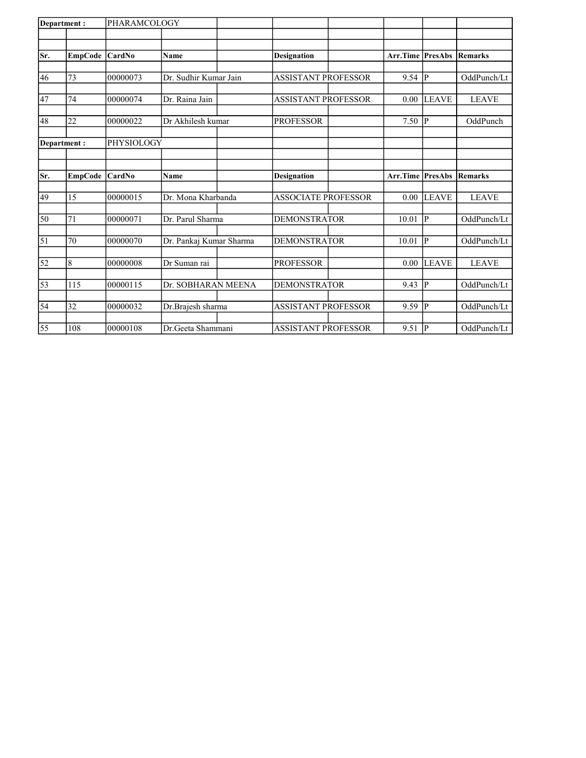| Department : | PHARAMCOLOGY | | | | | |
|---|---|---|---|---|---|---|
| **Sr.** | **EmpCode** | **CardNo** | **Name** | **Designation** | **Arr.Time** | **PresAbs** | **Remarks** |
| 46 | 73 | 00000073 | Dr. Sudhir Kumar Jain | ASSISTANT PROFESSOR | 9.54 | P | OddPunch/Lt |
| 47 | 74 | 00000074 | Dr. Raina Jain | ASSISTANT PROFESSOR | 0.00 | LEAVE | LEAVE |
| 48 | 22 | 00000022 | Dr Akhilesh kumar | PROFESSOR | 7.50 | P | OddPunch |

| Department : | PHYSIOLOGY | | | | | | |
|---|---|---|---|---|---|---|---|
| **Sr.** | **EmpCode** | **CardNo** | **Name** | **Designation** | **Arr.Time** | **PresAbs** | **Remarks** |
| 49 | 15 | 00000015 | Dr. Mona Kharbanda | ASSOCIATE PROFESSOR | 0.00 | LEAVE | LEAVE |
| 50 | 71 | 00000071 | Dr. Parul Sharma | DEMONSTRATOR | 10.01 | P | OddPunch/Lt |
| 51 | 70 | 00000070 | Dr. Pankaj Kumar Sharma | DEMONSTRATOR | 10.01 | P | OddPunch/Lt |
| 52 | 8 | 00000008 | Dr Suman rai | PROFESSOR | 0.00 | LEAVE | LEAVE |
| 53 | 115 | 00000115 | Dr. SOBHARAN MEENA | DEMONSTRATOR | 9.43 | P | OddPunch/Lt |
| 54 | 32 | 00000032 | Dr.Brajesh sharma | ASSISTANT PROFESSOR | 9.59 | P | OddPunch/Lt |
| 55 | 108 | 00000108 | Dr.Geeta Shammani | ASSISTANT PROFESSOR | 9.51 | P | OddPunch/Lt |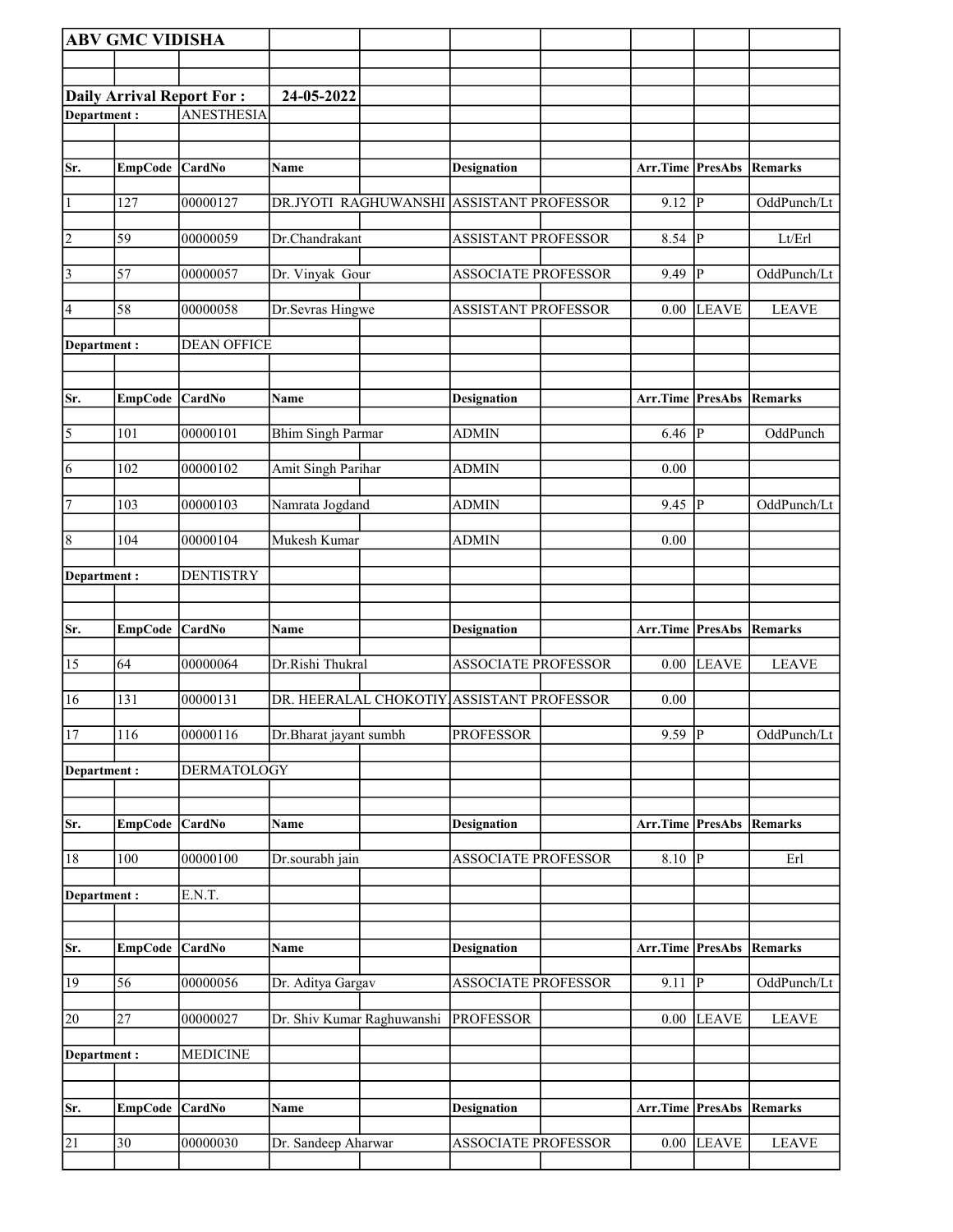**ABV GMC VIDISHA**

**Daily Arrival Report For :** **24-05-2022**

**Department :** ANESTHESIA

| Sr. | EmpCode | CardNo | Name | Designation | Arr.Time | PresAbs | Remarks |
|---|---|---|---|---|---|---|---|
| 1 | 127 | 00000127 | DR.JYOTI RAGHUWANSHI | ASSISTANT PROFESSOR | 9.12 | P | OddPunch/Lt |
| 2 | 59 | 00000059 | Dr.Chandrakant | ASSISTANT PROFESSOR | 8.54 | P | Lt/Erl |
| 3 | 57 | 00000057 | Dr. Vinyak Gour | ASSOCIATE PROFESSOR | 9.49 | P | OddPunch/Lt |
| 4 | 58 | 00000058 | Dr.Sevras Hingwe | ASSISTANT PROFESSOR | 0.00 | LEAVE | LEAVE |

**Department :** DEAN OFFICE

| Sr. | EmpCode | CardNo | Name | Designation | Arr.Time | PresAbs | Remarks |
|---|---|---|---|---|---|---|---|
| 5 | 101 | 00000101 | Bhim Singh Parmar | ADMIN | 6.46 | P | OddPunch |
| 6 | 102 | 00000102 | Amit Singh Parihar | ADMIN | 0.00 | | |
| 7 | 103 | 00000103 | Namrata Jogdand | ADMIN | 9.45 | P | OddPunch/Lt |
| 8 | 104 | 00000104 | Mukesh Kumar | ADMIN | 0.00 | | |

**Department :** DENTISTRY

| Sr. | EmpCode | CardNo | Name | Designation | Arr.Time | PresAbs | Remarks |
|---|---|---|---|---|---|---|---|
| 15 | 64 | 00000064 | Dr.Rishi Thukral | ASSOCIATE PROFESSOR | 0.00 | LEAVE | LEAVE |
| 16 | 131 | 00000131 | DR. HEERALAL CHOKOTIY | ASSISTANT PROFESSOR | 0.00 | | |
| 17 | 116 | 00000116 | Dr.Bharat jayant sumbh | PROFESSOR | 9.59 | P | OddPunch/Lt |

**Department :** DERMATOLOGY

| Sr. | EmpCode | CardNo | Name | Designation | Arr.Time | PresAbs | Remarks |
|---|---|---|---|---|---|---|---|
| 18 | 100 | 00000100 | Dr.sourabh jain | ASSOCIATE PROFESSOR | 8.10 | P | Erl |

**Department :** E.N.T.

| Sr. | EmpCode | CardNo | Name | Designation | Arr.Time | PresAbs | Remarks |
|---|---|---|---|---|---|---|---|
| 19 | 56 | 00000056 | Dr. Aditya Gargav | ASSOCIATE PROFESSOR | 9.11 | P | OddPunch/Lt |
| 20 | 27 | 00000027 | Dr. Shiv Kumar Raghuwanshi | PROFESSOR | 0.00 | LEAVE | LEAVE |

**Department :** MEDICINE

| Sr. | EmpCode | CardNo | Name | Designation | Arr.Time | PresAbs | Remarks |
|---|---|---|---|---|---|---|---|
| 21 | 30 | 00000030 | Dr. Sandeep Aharwar | ASSOCIATE PROFESSOR | 0.00 | LEAVE | LEAVE |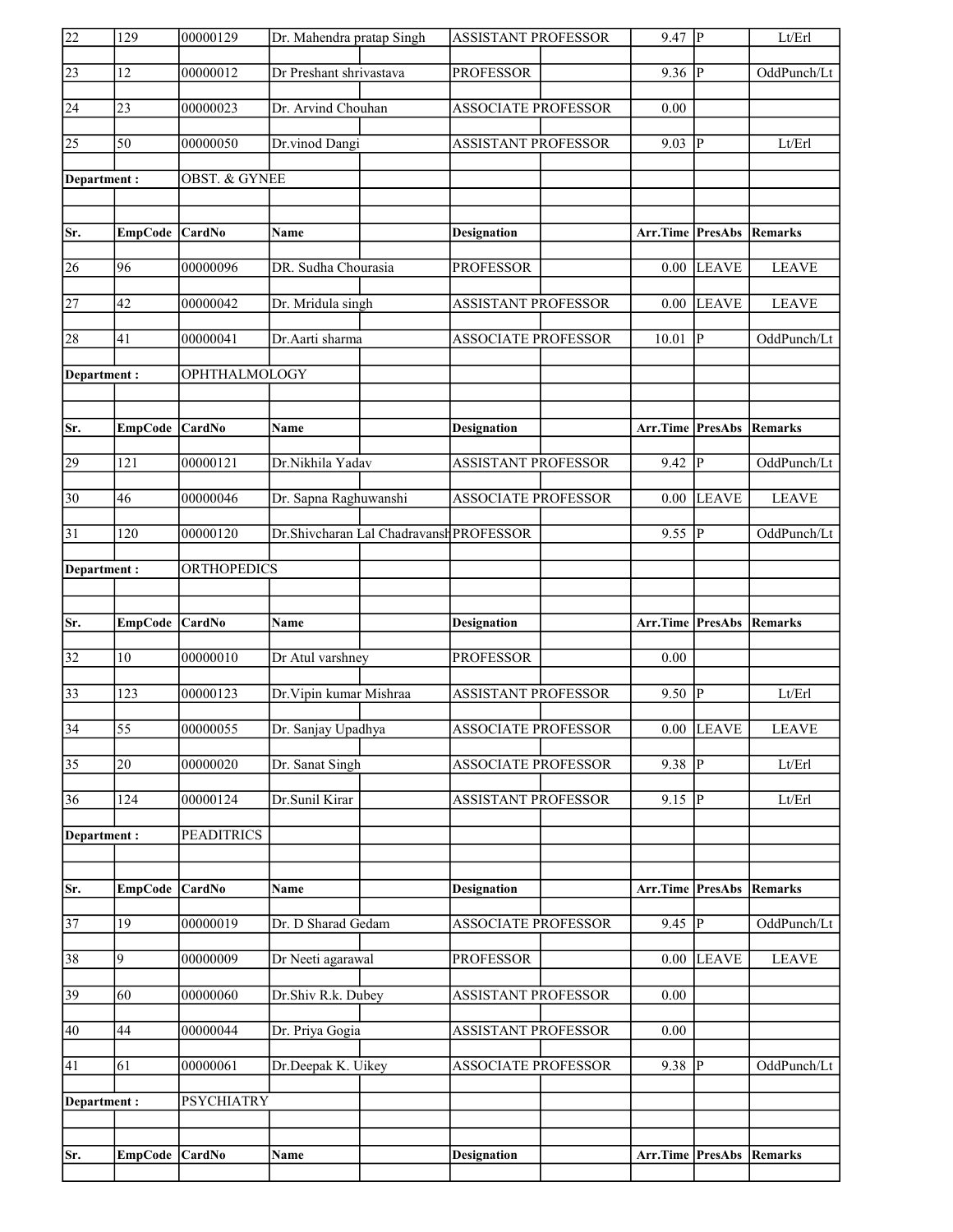| Sr. | EmpCode | CardNo | Name | Designation | Arr.Time | PresAbs | Remarks |
|---|---|---|---|---|---|---|---|
| 22 | 129 | 00000129 | Dr. Mahendra pratap Singh | ASSISTANT PROFESSOR | 9.47 | P | Lt/Erl |
| 23 | 12 | 00000012 | Dr Preshant shrivastava | PROFESSOR | 9.36 | P | OddPunch/Lt |
| 24 | 23 | 00000023 | Dr. Arvind Chouhan | ASSOCIATE PROFESSOR | 0.00 | | |
| 25 | 50 | 00000050 | Dr.vinod Dangi | ASSISTANT PROFESSOR | 9.03 | P | Lt/Erl |

**Department :** OBST. & GYNEE

| Sr. | EmpCode | CardNo | Name | Designation | Arr.Time | PresAbs | Remarks |
|---|---|---|---|---|---|---|---|
| 26 | 96 | 00000096 | DR. Sudha Chourasia | PROFESSOR | 0.00 | LEAVE | LEAVE |
| 27 | 42 | 00000042 | Dr. Mridula singh | ASSISTANT PROFESSOR | 0.00 | LEAVE | LEAVE |
| 28 | 41 | 00000041 | Dr.Aarti sharma | ASSOCIATE PROFESSOR | 10.01 | P | OddPunch/Lt |

**Department :** OPHTHALMOLOGY

| Sr. | EmpCode | CardNo | Name | Designation | Arr.Time | PresAbs | Remarks |
|---|---|---|---|---|---|---|---|
| 29 | 121 | 00000121 | Dr.Nikhila Yadav | ASSISTANT PROFESSOR | 9.42 | P | OddPunch/Lt |
| 30 | 46 | 00000046 | Dr. Sapna Raghuwanshi | ASSOCIATE PROFESSOR | 0.00 | LEAVE | LEAVE |
| 31 | 120 | 00000120 | Dr.Shivcharan Lal Chadravansh | PROFESSOR | 9.55 | P | OddPunch/Lt |

**Department :** ORTHOPEDICS

| Sr. | EmpCode | CardNo | Name | Designation | Arr.Time | PresAbs | Remarks |
|---|---|---|---|---|---|---|---|
| 32 | 10 | 00000010 | Dr Atul varshney | PROFESSOR | 0.00 | | |
| 33 | 123 | 00000123 | Dr.Vipin kumar Mishraa | ASSISTANT PROFESSOR | 9.50 | P | Lt/Erl |
| 34 | 55 | 00000055 | Dr. Sanjay Upadhya | ASSOCIATE PROFESSOR | 0.00 | LEAVE | LEAVE |
| 35 | 20 | 00000020 | Dr. Sanat Singh | ASSOCIATE PROFESSOR | 9.38 | P | Lt/Erl |
| 36 | 124 | 00000124 | Dr.Sunil Kirar | ASSISTANT PROFESSOR | 9.15 | P | Lt/Erl |

**Department :** PEADITRICS

| Sr. | EmpCode | CardNo | Name | Designation | Arr.Time | PresAbs | Remarks |
|---|---|---|---|---|---|---|---|
| 37 | 19 | 00000019 | Dr. D Sharad Gedam | ASSOCIATE PROFESSOR | 9.45 | P | OddPunch/Lt |
| 38 | 9 | 00000009 | Dr Neeti agarawal | PROFESSOR | 0.00 | LEAVE | LEAVE |
| 39 | 60 | 00000060 | Dr.Shiv R.k. Dubey | ASSISTANT PROFESSOR | 0.00 | | |
| 40 | 44 | 00000044 | Dr. Priya Gogia | ASSISTANT PROFESSOR | 0.00 | | |
| 41 | 61 | 00000061 | Dr.Deepak K. Uikey | ASSOCIATE PROFESSOR | 9.38 | P | OddPunch/Lt |

**Department :** PSYCHIATRY

| Sr. | EmpCode | CardNo | Name | Designation | Arr.Time | PresAbs | Remarks |
|---|---|---|---|---|---|---|---|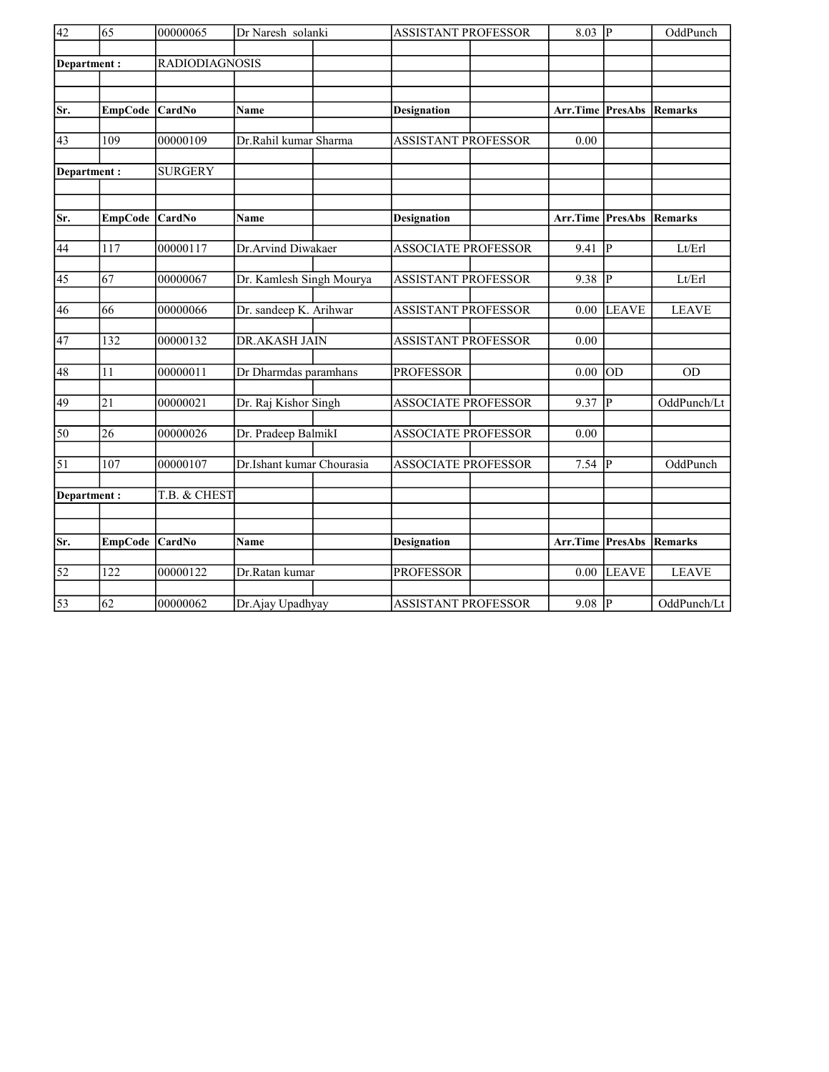| Sr. | EmpCode | CardNo | Name | Designation | Arr.Time | PresAbs | Remarks |
|---|---|---|---|---|---|---|---|
| 42 | 65 | 00000065 | Dr Naresh solanki | ASSISTANT PROFESSOR | 8.03 | P | OddPunch |
| **Department :** | | RADIODIAGNOSIS | | | | | |
| **Sr.** | **EmpCode** | **CardNo** | **Name** | **Designation** | **Arr.Time** | **PresAbs** | **Remarks** |
| 43 | 109 | 00000109 | Dr.Rahil kumar Sharma | ASSISTANT PROFESSOR | 0.00 | | |
| **Department :** | | SURGERY | | | | | |
| **Sr.** | **EmpCode** | **CardNo** | **Name** | **Designation** | **Arr.Time** | **PresAbs** | **Remarks** |
| 44 | 117 | 00000117 | Dr.Arvind Diwakaer | ASSOCIATE PROFESSOR | 9.41 | P | Lt/Erl |
| 45 | 67 | 00000067 | Dr. Kamlesh Singh Mourya | ASSISTANT PROFESSOR | 9.38 | P | Lt/Erl |
| 46 | 66 | 00000066 | Dr. sandeep K. Arihwar | ASSISTANT PROFESSOR | 0.00 | LEAVE | LEAVE |
| 47 | 132 | 00000132 | DR.AKASH JAIN | ASSISTANT PROFESSOR | 0.00 | | |
| 48 | 11 | 00000011 | Dr Dharmdas paramhans | PROFESSOR | 0.00 | OD | OD |
| 49 | 21 | 00000021 | Dr. Raj Kishor Singh | ASSOCIATE PROFESSOR | 9.37 | P | OddPunch/Lt |
| 50 | 26 | 00000026 | Dr. Pradeep BalmikI | ASSOCIATE PROFESSOR | 0.00 | | |
| 51 | 107 | 00000107 | Dr.Ishant kumar Chourasia | ASSOCIATE PROFESSOR | 7.54 | P | OddPunch |
| **Department :** | | T.B. & CHEST | | | | | |
| **Sr.** | **EmpCode** | **CardNo** | **Name** | **Designation** | **Arr.Time** | **PresAbs** | **Remarks** |
| 52 | 122 | 00000122 | Dr.Ratan kumar | PROFESSOR | 0.00 | LEAVE | LEAVE |
| 53 | 62 | 00000062 | Dr.Ajay Upadhyay | ASSISTANT PROFESSOR | 9.08 | P | OddPunch/Lt |